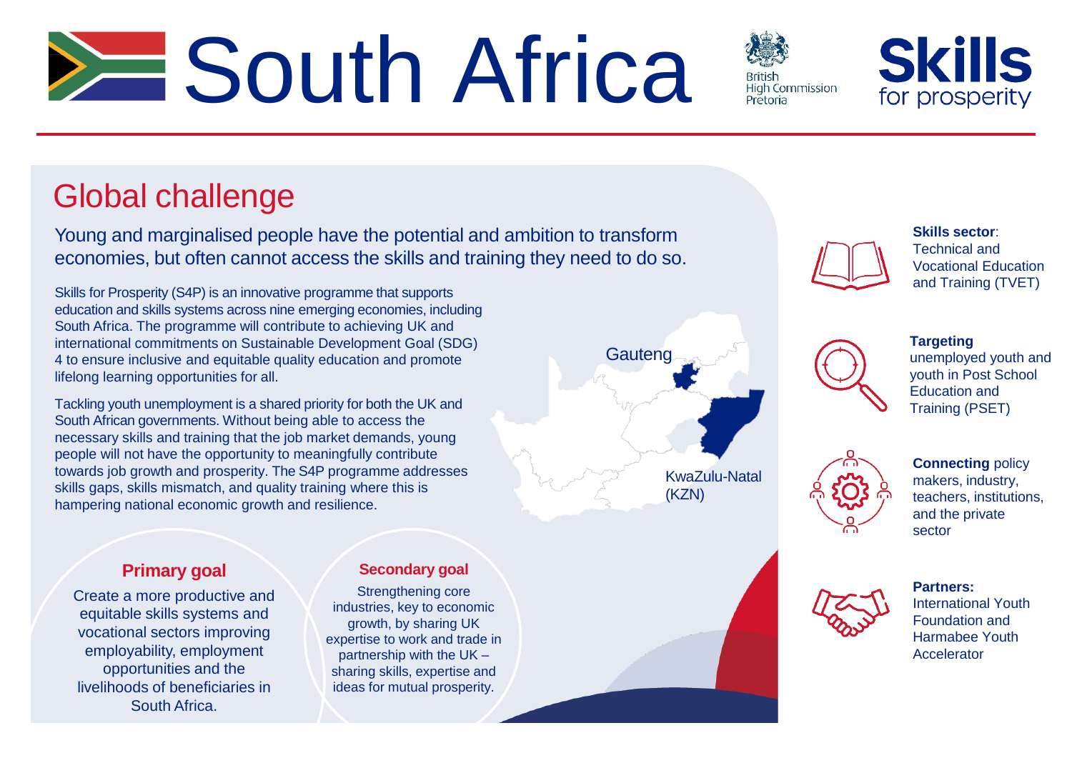# South Africa

British High Commission Pretoria

**Skills** for prosperity

## Global challenge

Young and marginalised people have the potential and ambition to transform economies, but often cannot access the skills and training they need to do so.

Skills for Prosperity (S4P) is an innovative programme that supports education and skills systems across nine emerging economies, including South Africa. The programme will contribute to achieving UK and international commitments on Sustainable Development Goal (SDG) 4 to ensure inclusive and equitable quality education and promote lifelong learning opportunities for all.

Tackling youth unemployment is a shared priority for both the UK and South African governments. Without being able to access the necessary skills and training that the job market demands, young people will not have the opportunity to meaningfully contribute towards job growth and prosperity. The S4P programme addresses skills gaps, skills mismatch, and quality training where this is hampering national economic growth and resilience.

Gauteng

KwaZulu-Natal (KZN)

**Skills sector**: Technical and Vocational Education and Training (TVET)

**Targeting** unemployed youth and youth in Post School Education and Training (PSET)

**Connecting** policy makers, industry, teachers, institutions, and the private sector

**Partners:** International Youth Foundation and Harmabee Youth Accelerator

### Primary goal

Create a more productive and equitable skills systems and vocational sectors improving employability, employment opportunities and the livelihoods of beneficiaries in South Africa.

### Secondary goal

Strengthening core industries, key to economic growth, by sharing UK expertise to work and trade in partnership with the UK – sharing skills, expertise and ideas for mutual prosperity.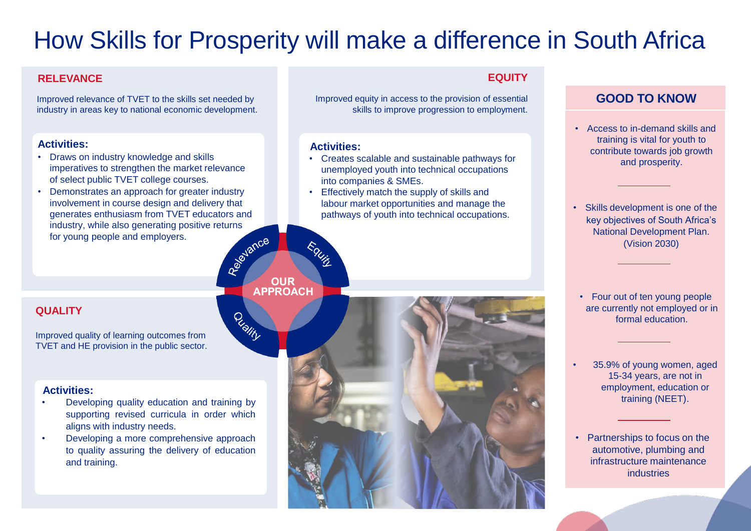# How Skills for Prosperity will make a difference in South Africa

## RELEVANCE

Improved relevance of TVET to the skills set needed by industry in areas key to national economic development.

**Activities:**

- Draws on industry knowledge and skills imperatives to strengthen the market relevance of select public TVET college courses.
- Demonstrates an approach for greater industry involvement in course design and delivery that generates enthusiasm from TVET educators and industry, while also generating positive returns for young people and employers.

## EQUITY

Improved equity in access to the provision of essential skills to improve progression to employment.

**Activities:**

- Creates scalable and sustainable pathways for unemployed youth into technical occupations into companies & SMEs.
- Effectively match the supply of skills and labour market opportunities and manage the pathways of youth into technical occupations.

## QUALITY

Improved quality of learning outcomes from TVET and HE provision in the public sector.

**Activities:**

- Developing quality education and training by supporting revised curricula in order which aligns with industry needs.
- Developing a more comprehensive approach to quality assuring the delivery of education and training.

Relevance
Equity
Quality
OUR APPROACH

## GOOD TO KNOW

- Access to in-demand skills and training is vital for youth to contribute towards job growth and prosperity.
- Skills development is one of the key objectives of South Africa's National Development Plan. (Vision 2030)
- Four out of ten young people are currently not employed or in formal education.
- 35.9% of young women, aged 15-34 years, are not in employment, education or training (NEET).
- Partnerships to focus on the automotive, plumbing and infrastructure maintenance industries